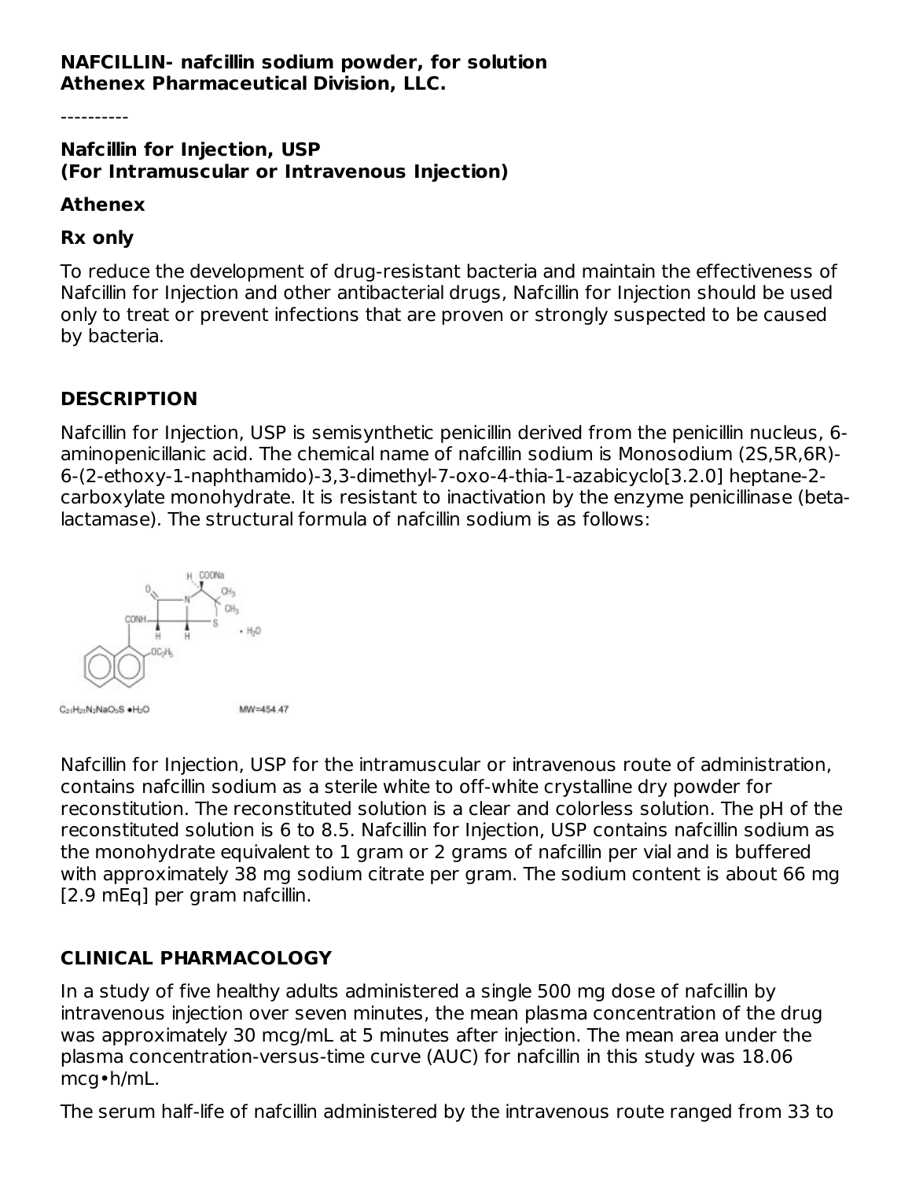**NAFCILLIN- nafcillin sodium powder, for solution**
**Athenex Pharmaceutical Division, LLC.**

----------

**Nafcillin for Injection, USP**
**(For Intramuscular or Intravenous Injection)**

**Athenex**

**Rx only**

To reduce the development of drug-resistant bacteria and maintain the effectiveness of Nafcillin for Injection and other antibacterial drugs, Nafcillin for Injection should be used only to treat or prevent infections that are proven or strongly suspected to be caused by bacteria.

## DESCRIPTION

Nafcillin for Injection, USP is semisynthetic penicillin derived from the penicillin nucleus, 6-aminopenicillanic acid. The chemical name of nafcillin sodium is Monosodium (2S,5R,6R)-6-(2-ethoxy-1-naphthamido)-3,3-dimethyl-7-oxo-4-thia-1-azabicyclo[3.2.0] heptane-2-carboxylate monohydrate. It is resistant to inactivation by the enzyme penicillinase (beta-lactamase). The structural formula of nafcillin sodium is as follows:

$C_{21}H_{21}N_2NaO_5S \bullet H_2O$ MW=454.47

Nafcillin for Injection, USP for the intramuscular or intravenous route of administration, contains nafcillin sodium as a sterile white to off-white crystalline dry powder for reconstitution. The reconstituted solution is a clear and colorless solution. The pH of the reconstituted solution is 6 to 8.5. Nafcillin for Injection, USP contains nafcillin sodium as the monohydrate equivalent to 1 gram or 2 grams of nafcillin per vial and is buffered with approximately 38 mg sodium citrate per gram. The sodium content is about 66 mg [2.9 mEq] per gram nafcillin.

## CLINICAL PHARMACOLOGY

In a study of five healthy adults administered a single 500 mg dose of nafcillin by intravenous injection over seven minutes, the mean plasma concentration of the drug was approximately 30 mcg/mL at 5 minutes after injection. The mean area under the plasma concentration-versus-time curve (AUC) for nafcillin in this study was 18.06 mcg•h/mL.

The serum half-life of nafcillin administered by the intravenous route ranged from 33 to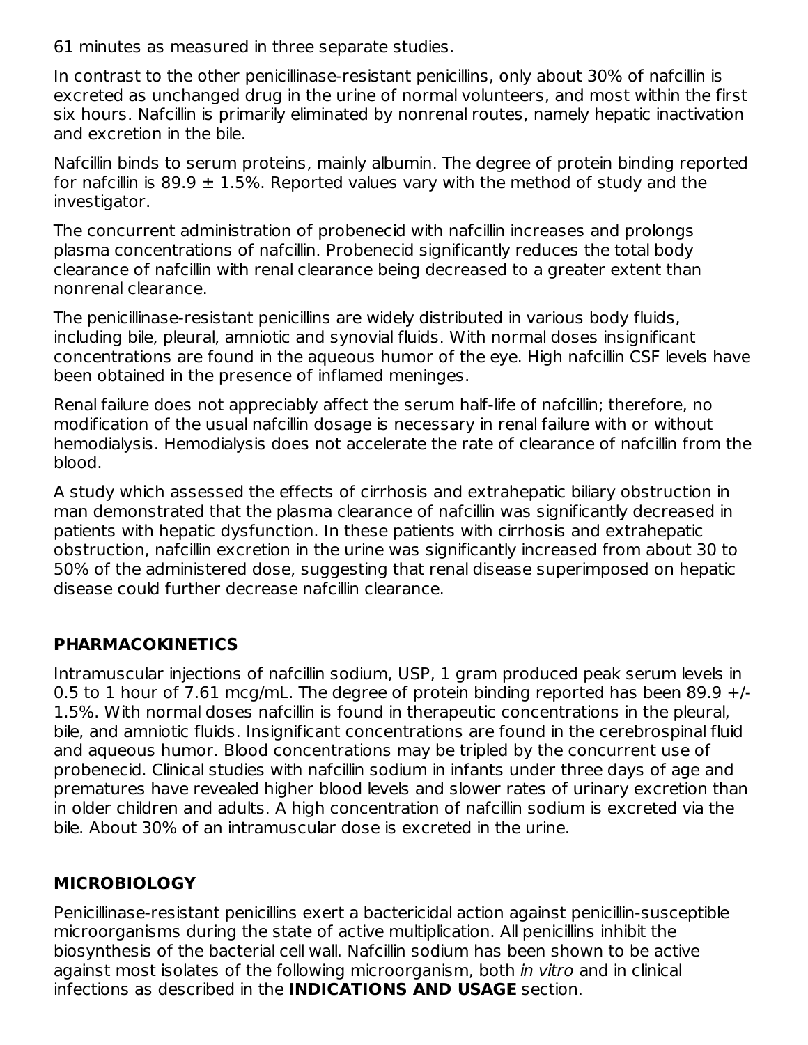61 minutes as measured in three separate studies.

In contrast to the other penicillinase-resistant penicillins, only about 30% of nafcillin is excreted as unchanged drug in the urine of normal volunteers, and most within the first six hours. Nafcillin is primarily eliminated by nonrenal routes, namely hepatic inactivation and excretion in the bile.

Nafcillin binds to serum proteins, mainly albumin. The degree of protein binding reported for nafcillin is 89.9 ± 1.5%. Reported values vary with the method of study and the investigator.

The concurrent administration of probenecid with nafcillin increases and prolongs plasma concentrations of nafcillin. Probenecid significantly reduces the total body clearance of nafcillin with renal clearance being decreased to a greater extent than nonrenal clearance.

The penicillinase-resistant penicillins are widely distributed in various body fluids, including bile, pleural, amniotic and synovial fluids. With normal doses insignificant concentrations are found in the aqueous humor of the eye. High nafcillin CSF levels have been obtained in the presence of inflamed meninges.

Renal failure does not appreciably affect the serum half-life of nafcillin; therefore, no modification of the usual nafcillin dosage is necessary in renal failure with or without hemodialysis. Hemodialysis does not accelerate the rate of clearance of nafcillin from the blood.

A study which assessed the effects of cirrhosis and extrahepatic biliary obstruction in man demonstrated that the plasma clearance of nafcillin was significantly decreased in patients with hepatic dysfunction. In these patients with cirrhosis and extrahepatic obstruction, nafcillin excretion in the urine was significantly increased from about 30 to 50% of the administered dose, suggesting that renal disease superimposed on hepatic disease could further decrease nafcillin clearance.

## PHARMACOKINETICS

Intramuscular injections of nafcillin sodium, USP, 1 gram produced peak serum levels in 0.5 to 1 hour of 7.61 mcg/mL. The degree of protein binding reported has been 89.9 +/- 1.5%. With normal doses nafcillin is found in therapeutic concentrations in the pleural, bile, and amniotic fluids. Insignificant concentrations are found in the cerebrospinal fluid and aqueous humor. Blood concentrations may be tripled by the concurrent use of probenecid. Clinical studies with nafcillin sodium in infants under three days of age and prematures have revealed higher blood levels and slower rates of urinary excretion than in older children and adults. A high concentration of nafcillin sodium is excreted via the bile. About 30% of an intramuscular dose is excreted in the urine.

## MICROBIOLOGY

Penicillinase-resistant penicillins exert a bactericidal action against penicillin-susceptible microorganisms during the state of active multiplication. All penicillins inhibit the biosynthesis of the bacterial cell wall. Nafcillin sodium has been shown to be active against most isolates of the following microorganism, both *in vitro* and in clinical infections as described in the **INDICATIONS AND USAGE** section.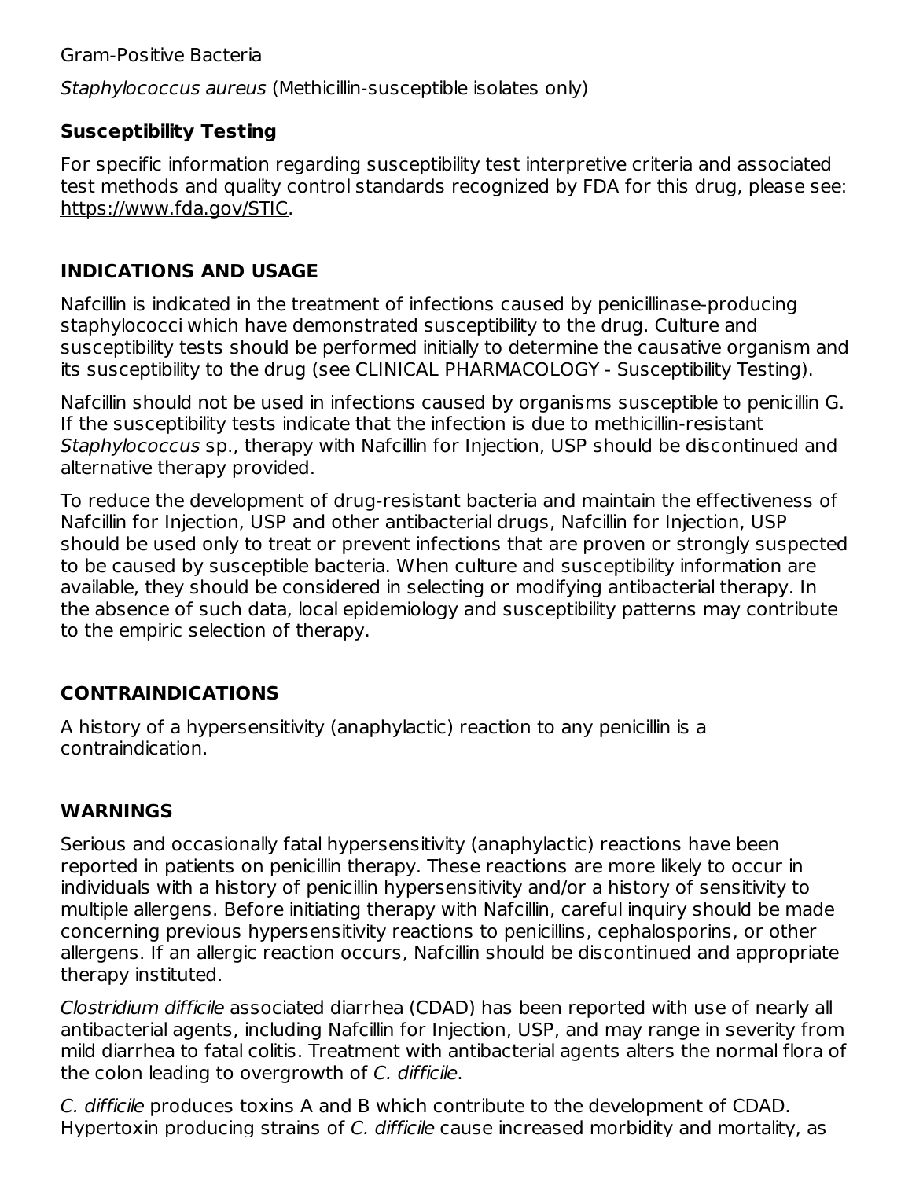Gram-Positive Bacteria

*Staphylococcus aureus* (Methicillin-susceptible isolates only)

### Susceptibility Testing

For specific information regarding susceptibility test interpretive criteria and associated test methods and quality control standards recognized by FDA for this drug, please see: https://www.fda.gov/STIC.

## INDICATIONS AND USAGE

Nafcillin is indicated in the treatment of infections caused by penicillinase-producing staphylococci which have demonstrated susceptibility to the drug. Culture and susceptibility tests should be performed initially to determine the causative organism and its susceptibility to the drug (see CLINICAL PHARMACOLOGY - Susceptibility Testing).

Nafcillin should not be used in infections caused by organisms susceptible to penicillin G. If the susceptibility tests indicate that the infection is due to methicillin-resistant *Staphylococcus* sp., therapy with Nafcillin for Injection, USP should be discontinued and alternative therapy provided.

To reduce the development of drug-resistant bacteria and maintain the effectiveness of Nafcillin for Injection, USP and other antibacterial drugs, Nafcillin for Injection, USP should be used only to treat or prevent infections that are proven or strongly suspected to be caused by susceptible bacteria. When culture and susceptibility information are available, they should be considered in selecting or modifying antibacterial therapy. In the absence of such data, local epidemiology and susceptibility patterns may contribute to the empiric selection of therapy.

## CONTRAINDICATIONS

A history of a hypersensitivity (anaphylactic) reaction to any penicillin is a contraindication.

## WARNINGS

Serious and occasionally fatal hypersensitivity (anaphylactic) reactions have been reported in patients on penicillin therapy. These reactions are more likely to occur in individuals with a history of penicillin hypersensitivity and/or a history of sensitivity to multiple allergens. Before initiating therapy with Nafcillin, careful inquiry should be made concerning previous hypersensitivity reactions to penicillins, cephalosporins, or other allergens. If an allergic reaction occurs, Nafcillin should be discontinued and appropriate therapy instituted.

*Clostridium difficile* associated diarrhea (CDAD) has been reported with use of nearly all antibacterial agents, including Nafcillin for Injection, USP, and may range in severity from mild diarrhea to fatal colitis. Treatment with antibacterial agents alters the normal flora of the colon leading to overgrowth of *C. difficile*.

*C. difficile* produces toxins A and B which contribute to the development of CDAD. Hypertoxin producing strains of *C. difficile* cause increased morbidity and mortality, as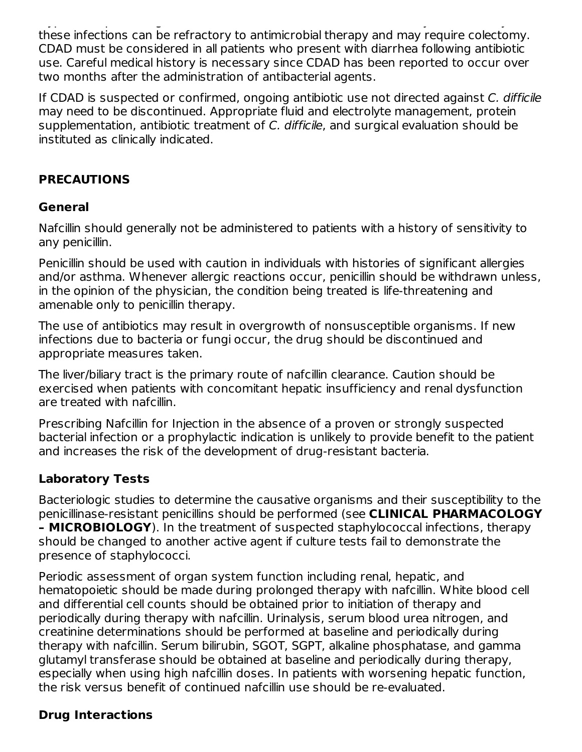these infections can be refractory to antimicrobial therapy and may require colectomy. CDAD must be considered in all patients who present with diarrhea following antibiotic use. Careful medical history is necessary since CDAD has been reported to occur over two months after the administration of antibacterial agents.

If CDAD is suspected or confirmed, ongoing antibiotic use not directed against *C. difficile* may need to be discontinued. Appropriate fluid and electrolyte management, protein supplementation, antibiotic treatment of *C. difficile*, and surgical evaluation should be instituted as clinically indicated.

## PRECAUTIONS

### General

Nafcillin should generally not be administered to patients with a history of sensitivity to any penicillin.

Penicillin should be used with caution in individuals with histories of significant allergies and/or asthma. Whenever allergic reactions occur, penicillin should be withdrawn unless, in the opinion of the physician, the condition being treated is life-threatening and amenable only to penicillin therapy.

The use of antibiotics may result in overgrowth of nonsusceptible organisms. If new infections due to bacteria or fungi occur, the drug should be discontinued and appropriate measures taken.

The liver/biliary tract is the primary route of nafcillin clearance. Caution should be exercised when patients with concomitant hepatic insufficiency and renal dysfunction are treated with nafcillin.

Prescribing Nafcillin for Injection in the absence of a proven or strongly suspected bacterial infection or a prophylactic indication is unlikely to provide benefit to the patient and increases the risk of the development of drug-resistant bacteria.

### Laboratory Tests

Bacteriologic studies to determine the causative organisms and their susceptibility to the penicillinase-resistant penicillins should be performed (see **CLINICAL PHARMACOLOGY – MICROBIOLOGY**). In the treatment of suspected staphylococcal infections, therapy should be changed to another active agent if culture tests fail to demonstrate the presence of staphylococci.

Periodic assessment of organ system function including renal, hepatic, and hematopoietic should be made during prolonged therapy with nafcillin. White blood cell and differential cell counts should be obtained prior to initiation of therapy and periodically during therapy with nafcillin. Urinalysis, serum blood urea nitrogen, and creatinine determinations should be performed at baseline and periodically during therapy with nafcillin. Serum bilirubin, SGOT, SGPT, alkaline phosphatase, and gamma glutamyl transferase should be obtained at baseline and periodically during therapy, especially when using high nafcillin doses. In patients with worsening hepatic function, the risk versus benefit of continued nafcillin use should be re-evaluated.

### Drug Interactions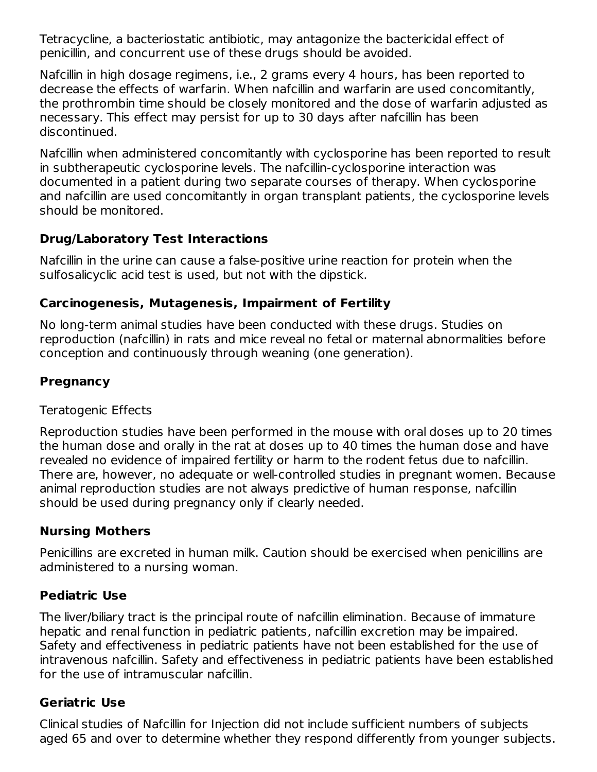Tetracycline, a bacteriostatic antibiotic, may antagonize the bactericidal effect of penicillin, and concurrent use of these drugs should be avoided.

Nafcillin in high dosage regimens, i.e., 2 grams every 4 hours, has been reported to decrease the effects of warfarin. When nafcillin and warfarin are used concomitantly, the prothrombin time should be closely monitored and the dose of warfarin adjusted as necessary. This effect may persist for up to 30 days after nafcillin has been discontinued.

Nafcillin when administered concomitantly with cyclosporine has been reported to result in subtherapeutic cyclosporine levels. The nafcillin-cyclosporine interaction was documented in a patient during two separate courses of therapy. When cyclosporine and nafcillin are used concomitantly in organ transplant patients, the cyclosporine levels should be monitored.

### Drug/Laboratory Test Interactions

Nafcillin in the urine can cause a false-positive urine reaction for protein when the sulfosalicyclic acid test is used, but not with the dipstick.

### Carcinogenesis, Mutagenesis, Impairment of Fertility

No long-term animal studies have been conducted with these drugs. Studies on reproduction (nafcillin) in rats and mice reveal no fetal or maternal abnormalities before conception and continuously through weaning (one generation).

### Pregnancy

Teratogenic Effects

Reproduction studies have been performed in the mouse with oral doses up to 20 times the human dose and orally in the rat at doses up to 40 times the human dose and have revealed no evidence of impaired fertility or harm to the rodent fetus due to nafcillin. There are, however, no adequate or well-controlled studies in pregnant women. Because animal reproduction studies are not always predictive of human response, nafcillin should be used during pregnancy only if clearly needed.

### Nursing Mothers

Penicillins are excreted in human milk. Caution should be exercised when penicillins are administered to a nursing woman.

### Pediatric Use

The liver/biliary tract is the principal route of nafcillin elimination. Because of immature hepatic and renal function in pediatric patients, nafcillin excretion may be impaired. Safety and effectiveness in pediatric patients have not been established for the use of intravenous nafcillin. Safety and effectiveness in pediatric patients have been established for the use of intramuscular nafcillin.

### Geriatric Use

Clinical studies of Nafcillin for Injection did not include sufficient numbers of subjects aged 65 and over to determine whether they respond differently from younger subjects.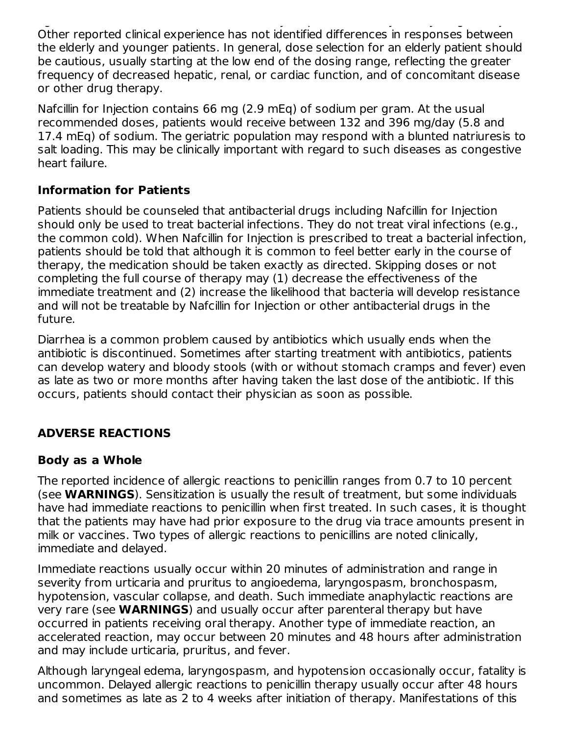Other reported clinical experience has not identified differences in responses between the elderly and younger patients. In general, dose selection for an elderly patient should be cautious, usually starting at the low end of the dosing range, reflecting the greater frequency of decreased hepatic, renal, or cardiac function, and of concomitant disease or other drug therapy.

Nafcillin for Injection contains 66 mg (2.9 mEq) of sodium per gram. At the usual recommended doses, patients would receive between 132 and 396 mg/day (5.8 and 17.4 mEq) of sodium. The geriatric population may respond with a blunted natriuresis to salt loading. This may be clinically important with regard to such diseases as congestive heart failure.

### Information for Patients

Patients should be counseled that antibacterial drugs including Nafcillin for Injection should only be used to treat bacterial infections. They do not treat viral infections (e.g., the common cold). When Nafcillin for Injection is prescribed to treat a bacterial infection, patients should be told that although it is common to feel better early in the course of therapy, the medication should be taken exactly as directed. Skipping doses or not completing the full course of therapy may (1) decrease the effectiveness of the immediate treatment and (2) increase the likelihood that bacteria will develop resistance and will not be treatable by Nafcillin for Injection or other antibacterial drugs in the future.

Diarrhea is a common problem caused by antibiotics which usually ends when the antibiotic is discontinued. Sometimes after starting treatment with antibiotics, patients can develop watery and bloody stools (with or without stomach cramps and fever) even as late as two or more months after having taken the last dose of the antibiotic. If this occurs, patients should contact their physician as soon as possible.

## ADVERSE REACTIONS

### Body as a Whole

The reported incidence of allergic reactions to penicillin ranges from 0.7 to 10 percent (see **WARNINGS**). Sensitization is usually the result of treatment, but some individuals have had immediate reactions to penicillin when first treated. In such cases, it is thought that the patients may have had prior exposure to the drug via trace amounts present in milk or vaccines. Two types of allergic reactions to penicillins are noted clinically, immediate and delayed.

Immediate reactions usually occur within 20 minutes of administration and range in severity from urticaria and pruritus to angioedema, laryngospasm, bronchospasm, hypotension, vascular collapse, and death. Such immediate anaphylactic reactions are very rare (see **WARNINGS**) and usually occur after parenteral therapy but have occurred in patients receiving oral therapy. Another type of immediate reaction, an accelerated reaction, may occur between 20 minutes and 48 hours after administration and may include urticaria, pruritus, and fever.

Although laryngeal edema, laryngospasm, and hypotension occasionally occur, fatality is uncommon. Delayed allergic reactions to penicillin therapy usually occur after 48 hours and sometimes as late as 2 to 4 weeks after initiation of therapy. Manifestations of this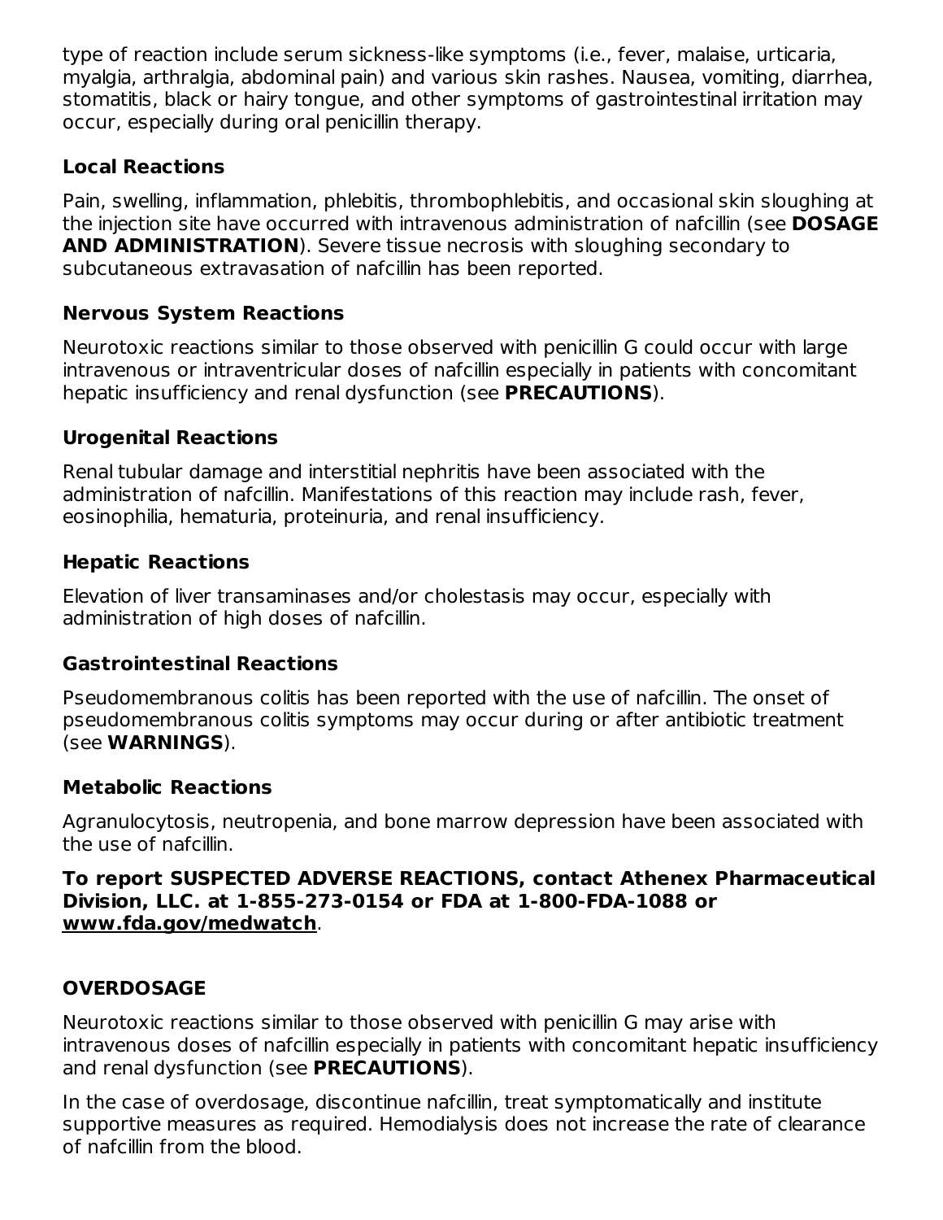type of reaction include serum sickness-like symptoms (i.e., fever, malaise, urticaria, myalgia, arthralgia, abdominal pain) and various skin rashes. Nausea, vomiting, diarrhea, stomatitis, black or hairy tongue, and other symptoms of gastrointestinal irritation may occur, especially during oral penicillin therapy.

### Local Reactions

Pain, swelling, inflammation, phlebitis, thrombophlebitis, and occasional skin sloughing at the injection site have occurred with intravenous administration of nafcillin (see **DOSAGE AND ADMINISTRATION**). Severe tissue necrosis with sloughing secondary to subcutaneous extravasation of nafcillin has been reported.

### Nervous System Reactions

Neurotoxic reactions similar to those observed with penicillin G could occur with large intravenous or intraventricular doses of nafcillin especially in patients with concomitant hepatic insufficiency and renal dysfunction (see **PRECAUTIONS**).

### Urogenital Reactions

Renal tubular damage and interstitial nephritis have been associated with the administration of nafcillin. Manifestations of this reaction may include rash, fever, eosinophilia, hematuria, proteinuria, and renal insufficiency.

### Hepatic Reactions

Elevation of liver transaminases and/or cholestasis may occur, especially with administration of high doses of nafcillin.

### Gastrointestinal Reactions

Pseudomembranous colitis has been reported with the use of nafcillin. The onset of pseudomembranous colitis symptoms may occur during or after antibiotic treatment (see **WARNINGS**).

### Metabolic Reactions

Agranulocytosis, neutropenia, and bone marrow depression have been associated with the use of nafcillin.

**To report SUSPECTED ADVERSE REACTIONS, contact Athenex Pharmaceutical Division, LLC. at 1-855-273-0154 or FDA at 1-800-FDA-1088 or www.fda.gov/medwatch**.

## OVERDOSAGE

Neurotoxic reactions similar to those observed with penicillin G may arise with intravenous doses of nafcillin especially in patients with concomitant hepatic insufficiency and renal dysfunction (see **PRECAUTIONS**).

In the case of overdosage, discontinue nafcillin, treat symptomatically and institute supportive measures as required. Hemodialysis does not increase the rate of clearance of nafcillin from the blood.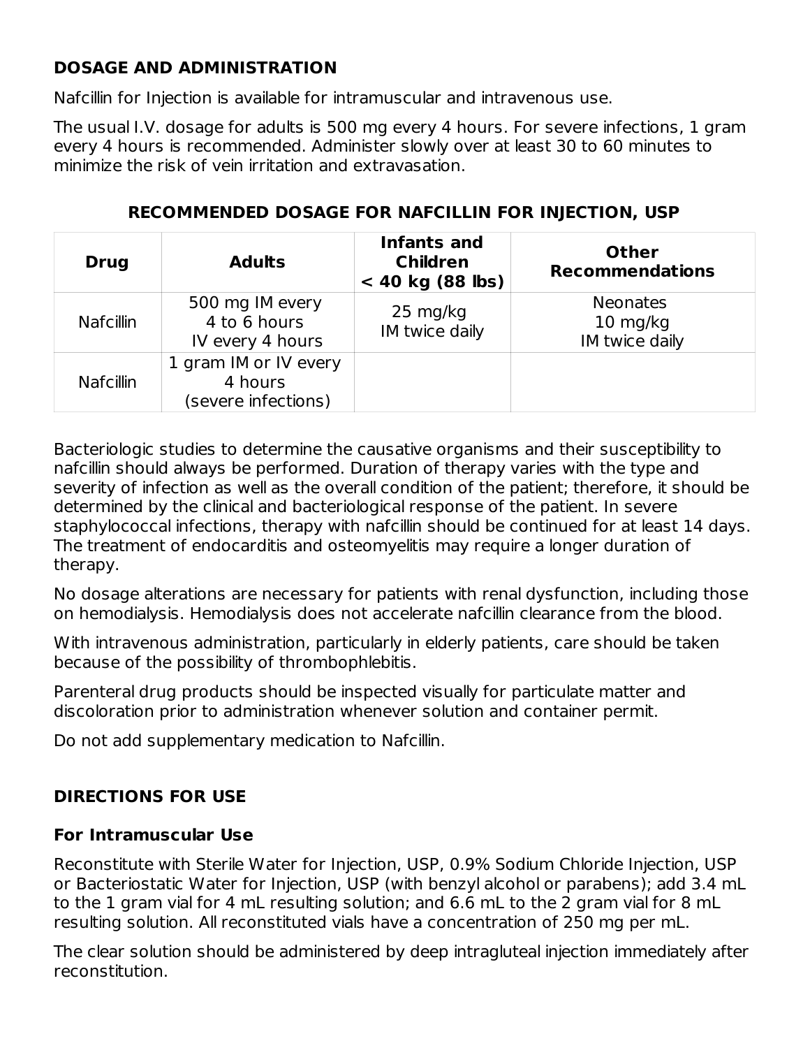## DOSAGE AND ADMINISTRATION

Nafcillin for Injection is available for intramuscular and intravenous use.

The usual I.V. dosage for adults is 500 mg every 4 hours. For severe infections, 1 gram every 4 hours is recommended. Administer slowly over at least 30 to 60 minutes to minimize the risk of vein irritation and extravasation.

**RECOMMENDED DOSAGE FOR NAFCILLIN FOR INJECTION, USP**

| Drug | Adults | Infants and Children < 40 kg (88 lbs) | Other Recommendations |
|---|---|---|---|
| Nafcillin | 500 mg IM every 4 to 6 hours IV every 4 hours | 25 mg/kg IM twice daily | Neonates 10 mg/kg IM twice daily |
| Nafcillin | 1 gram IM or IV every 4 hours (severe infections) | | |

Bacteriologic studies to determine the causative organisms and their susceptibility to nafcillin should always be performed. Duration of therapy varies with the type and severity of infection as well as the overall condition of the patient; therefore, it should be determined by the clinical and bacteriological response of the patient. In severe staphylococcal infections, therapy with nafcillin should be continued for at least 14 days. The treatment of endocarditis and osteomyelitis may require a longer duration of therapy.

No dosage alterations are necessary for patients with renal dysfunction, including those on hemodialysis. Hemodialysis does not accelerate nafcillin clearance from the blood.

With intravenous administration, particularly in elderly patients, care should be taken because of the possibility of thrombophlebitis.

Parenteral drug products should be inspected visually for particulate matter and discoloration prior to administration whenever solution and container permit.

Do not add supplementary medication to Nafcillin.

## DIRECTIONS FOR USE

### For Intramuscular Use

Reconstitute with Sterile Water for Injection, USP, 0.9% Sodium Chloride Injection, USP or Bacteriostatic Water for Injection, USP (with benzyl alcohol or parabens); add 3.4 mL to the 1 gram vial for 4 mL resulting solution; and 6.6 mL to the 2 gram vial for 8 mL resulting solution. All reconstituted vials have a concentration of 250 mg per mL.

The clear solution should be administered by deep intragluteal injection immediately after reconstitution.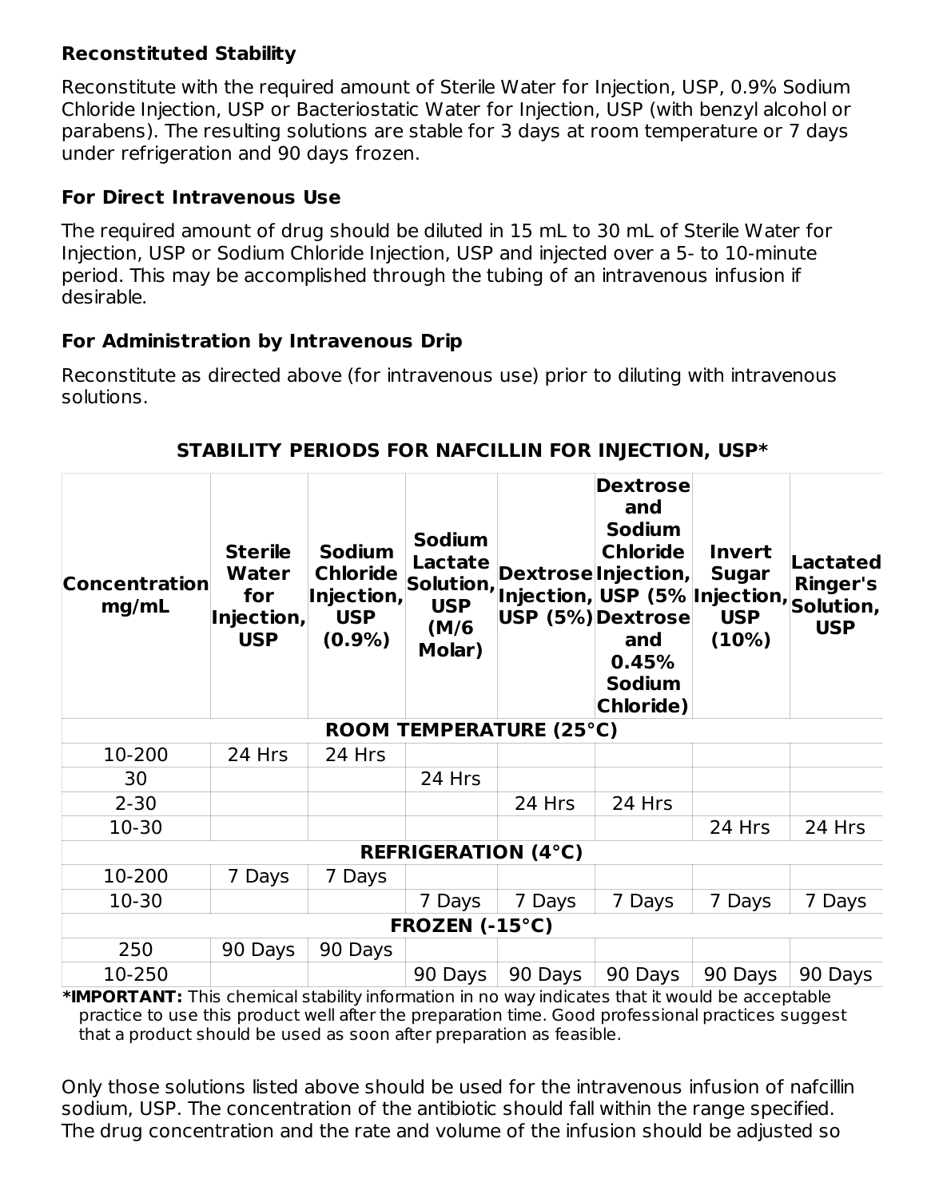**Reconstituted Stability**

Reconstitute with the required amount of Sterile Water for Injection, USP, 0.9% Sodium Chloride Injection, USP or Bacteriostatic Water for Injection, USP (with benzyl alcohol or parabens). The resulting solutions are stable for 3 days at room temperature or 7 days under refrigeration and 90 days frozen.

**For Direct Intravenous Use**

The required amount of drug should be diluted in 15 mL to 30 mL of Sterile Water for Injection, USP or Sodium Chloride Injection, USP and injected over a 5- to 10-minute period. This may be accomplished through the tubing of an intravenous infusion if desirable.

**For Administration by Intravenous Drip**

Reconstitute as directed above (for intravenous use) prior to diluting with intravenous solutions.

**STABILITY PERIODS FOR NAFCILLIN FOR INJECTION, USP***

| Concentration mg/mL | Sterile Water for Injection, USP | Sodium Chloride Injection, USP (0.9%) | Sodium Lactate Solution, USP (M/6 Molar) | Dextrose Injection, USP (5%) | Dextrose and Sodium Chloride Injection, USP (5% Dextrose and 0.45% Sodium Chloride) | Invert Sugar Injection, USP (10%) | Lactated Ringer's Solution, USP |
|---|---|---|---|---|---|---|---|
| **ROOM TEMPERATURE (25°C)** | | | | | | | |
| 10-200 | 24 Hrs | 24 Hrs | | | | | |
| 30 | | | 24 Hrs | | | | |
| 2-30 | | | | 24 Hrs | 24 Hrs | | |
| 10-30 | | | | | | 24 Hrs | 24 Hrs |
| **REFRIGERATION (4°C)** | | | | | | | |
| 10-200 | 7 Days | 7 Days | | | | | |
| 10-30 | | | 7 Days | 7 Days | 7 Days | 7 Days | 7 Days |
| **FROZEN (-15°C)** | | | | | | | |
| 250 | 90 Days | 90 Days | | | | | |
| 10-250 | | | 90 Days | 90 Days | 90 Days | 90 Days | 90 Days |

***IMPORTANT:** This chemical stability information in no way indicates that it would be acceptable practice to use this product well after the preparation time. Good professional practices suggest that a product should be used as soon after preparation as feasible.

Only those solutions listed above should be used for the intravenous infusion of nafcillin sodium, USP. The concentration of the antibiotic should fall within the range specified. The drug concentration and the rate and volume of the infusion should be adjusted so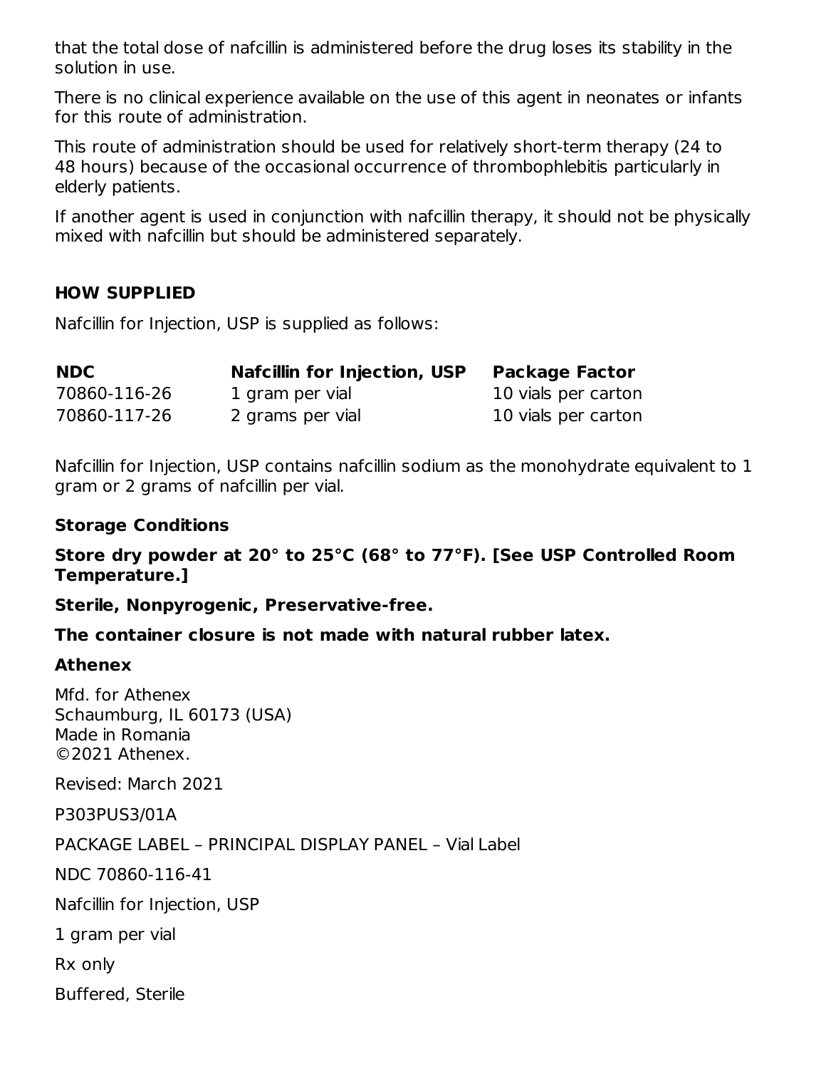that the total dose of nafcillin is administered before the drug loses its stability in the solution in use.

There is no clinical experience available on the use of this agent in neonates or infants for this route of administration.

This route of administration should be used for relatively short-term therapy (24 to 48 hours) because of the occasional occurrence of thrombophlebitis particularly in elderly patients.

If another agent is used in conjunction with nafcillin therapy, it should not be physically mixed with nafcillin but should be administered separately.

## HOW SUPPLIED

Nafcillin for Injection, USP is supplied as follows:

| NDC | Nafcillin for Injection, USP | Package Factor |
|---|---|---|
| 70860-116-26 | 1 gram per vial | 10 vials per carton |
| 70860-117-26 | 2 grams per vial | 10 vials per carton |

Nafcillin for Injection, USP contains nafcillin sodium as the monohydrate equivalent to 1 gram or 2 grams of nafcillin per vial.

### Storage Conditions

**Store dry powder at 20° to 25°C (68° to 77°F). [See USP Controlled Room Temperature.]**

**Sterile, Nonpyrogenic, Preservative-free.**

**The container closure is not made with natural rubber latex.**

**Athenex**

Mfd. for Athenex
Schaumburg, IL 60173 (USA)
Made in Romania
©2021 Athenex.

Revised: March 2021

P303PUS3/01A

PACKAGE LABEL – PRINCIPAL DISPLAY PANEL – Vial Label

NDC 70860-116-41

Nafcillin for Injection, USP

1 gram per vial

Rx only

Buffered, Sterile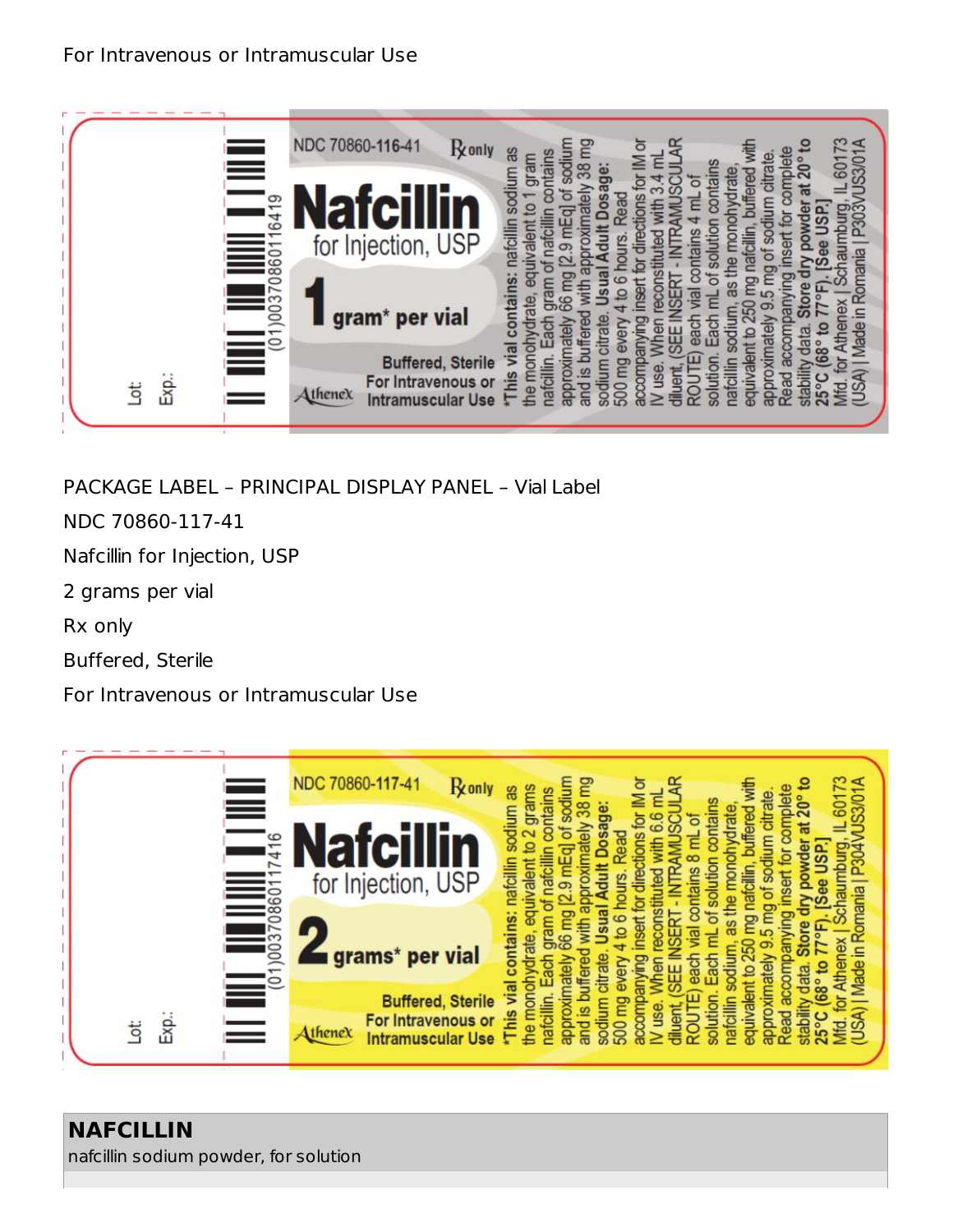For Intravenous or Intramuscular Use

NDC 70860-116-41 Rx only

Nafcillin for Injection, USP

1 gram* per vial

Buffered, Sterile

For Intravenous or Intramuscular Use

Athenex

*This vial contains: nafcillin sodium as the monohydrate, equivalent to 1 gram nafcillin. Each gram of nafcillin contains approximately 66 mg [2.9 mEq] of sodium and is buffered with approximately 38 mg sodium citrate. **Usual Adult Dosage:** 500 mg every 4 to 6 hours. Read accompanying insert for directions for IM or IV use. When reconstituted with 3.4 mL diluent, (SEE INSERT - INTRAMUSCULAR ROUTE) each vial contains 4 mL of solution. Each mL of solution contains nafcillin sodium, as the monohydrate, equivalent to 250 mg nafcillin, buffered with approximately 9.5 mg of sodium citrate. Read accompanying insert for complete stability data. **Store dry powder at 20° to 25°C (68° to 77°F). [See USP.]**

Mfd. for Athenex | Schaumburg, IL 60173 (USA) | Made in Romania | P303VUS3/01A

(01)00370860116419

Lot:

Exp.:

PACKAGE LABEL – PRINCIPAL DISPLAY PANEL – Vial Label

NDC 70860-117-41

Nafcillin for Injection, USP

2 grams per vial

Rx only

Buffered, Sterile

For Intravenous or Intramuscular Use

NDC 70860-117-41 Rx only

Nafcillin for Injection, USP

2 grams* per vial

Buffered, Sterile

For Intravenous or Intramuscular Use

Athenex

*This vial contains: nafcillin sodium as the monohydrate, equivalent to 2 grams nafcillin. Each gram of nafcillin contains approximately 66 mg [2.9 mEq] of sodium and is buffered with approximately 38 mg sodium citrate. **Usual Adult Dosage:** 500 mg every 4 to 6 hours. Read accompanying insert for directions for IM or IV use. When reconstituted with 6.6 mL diluent, (SEE INSERT - INTRAMUSCULAR ROUTE) each vial contains 8 mL of solution. Each mL of solution contains nafcillin sodium, as the monohydrate, equivalent to 250 mg nafcillin, buffered with approximately 9.5 mg of sodium citrate. Read accompanying insert for complete stability data. **Store dry powder at 20° to 25°C (68° to 77°F). [See USP.]**

Mfd. for Athenex | Schaumburg, IL 60173 (USA) | Made in Romania | P304VUS3/01A

(01)00370860117416

Lot:

Exp.:

**NAFCILLIN**

nafcillin sodium powder, for solution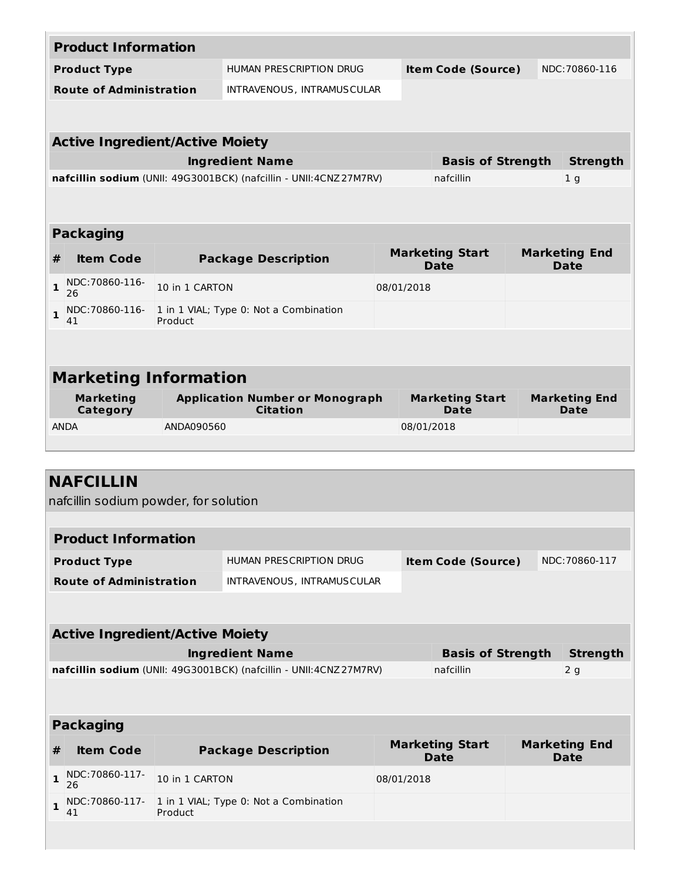| Product Information | | | |
|---|---|---|---|
| **Product Type** | HUMAN PRESCRIPTION DRUG | **Item Code (Source)** | NDC:70860-116 |
| **Route of Administration** | INTRAVENOUS, INTRAMUSCULAR | | |

| Active Ingredient/Active Moiety | | |
|---|---|---|
| **Ingredient Name** | **Basis of Strength** | **Strength** |
| **nafcillin sodium** (UNII: 49G3001BCK) (nafcillin - UNII:4CNZ27M7RV) | nafcillin | 1 g |

| Packaging | | | | |
|---|---|---|---|---|
| **#** | **Item Code** | **Package Description** | **Marketing Start Date** | **Marketing End Date** |
| **1** | NDC:70860-116-26 | 10 in 1 CARTON | 08/01/2018 | |
| **1** | NDC:70860-116-41 | 1 in 1 VIAL; Type 0: Not a Combination Product | | |

| Marketing Information | | | |
|---|---|---|---|
| **Marketing Category** | **Application Number or Monograph Citation** | **Marketing Start Date** | **Marketing End Date** |
| ANDA | ANDA090560 | 08/01/2018 | |

## NAFCILLIN

nafcillin sodium powder, for solution

| Product Information | | | |
|---|---|---|---|
| **Product Type** | HUMAN PRESCRIPTION DRUG | **Item Code (Source)** | NDC:70860-117 |
| **Route of Administration** | INTRAVENOUS, INTRAMUSCULAR | | |

| Active Ingredient/Active Moiety | | |
|---|---|---|
| **Ingredient Name** | **Basis of Strength** | **Strength** |
| **nafcillin sodium** (UNII: 49G3001BCK) (nafcillin - UNII:4CNZ27M7RV) | nafcillin | 2 g |

| Packaging | | | | |
|---|---|---|---|---|
| **#** | **Item Code** | **Package Description** | **Marketing Start Date** | **Marketing End Date** |
| **1** | NDC:70860-117-26 | 10 in 1 CARTON | 08/01/2018 | |
| **1** | NDC:70860-117-41 | 1 in 1 VIAL; Type 0: Not a Combination Product | | |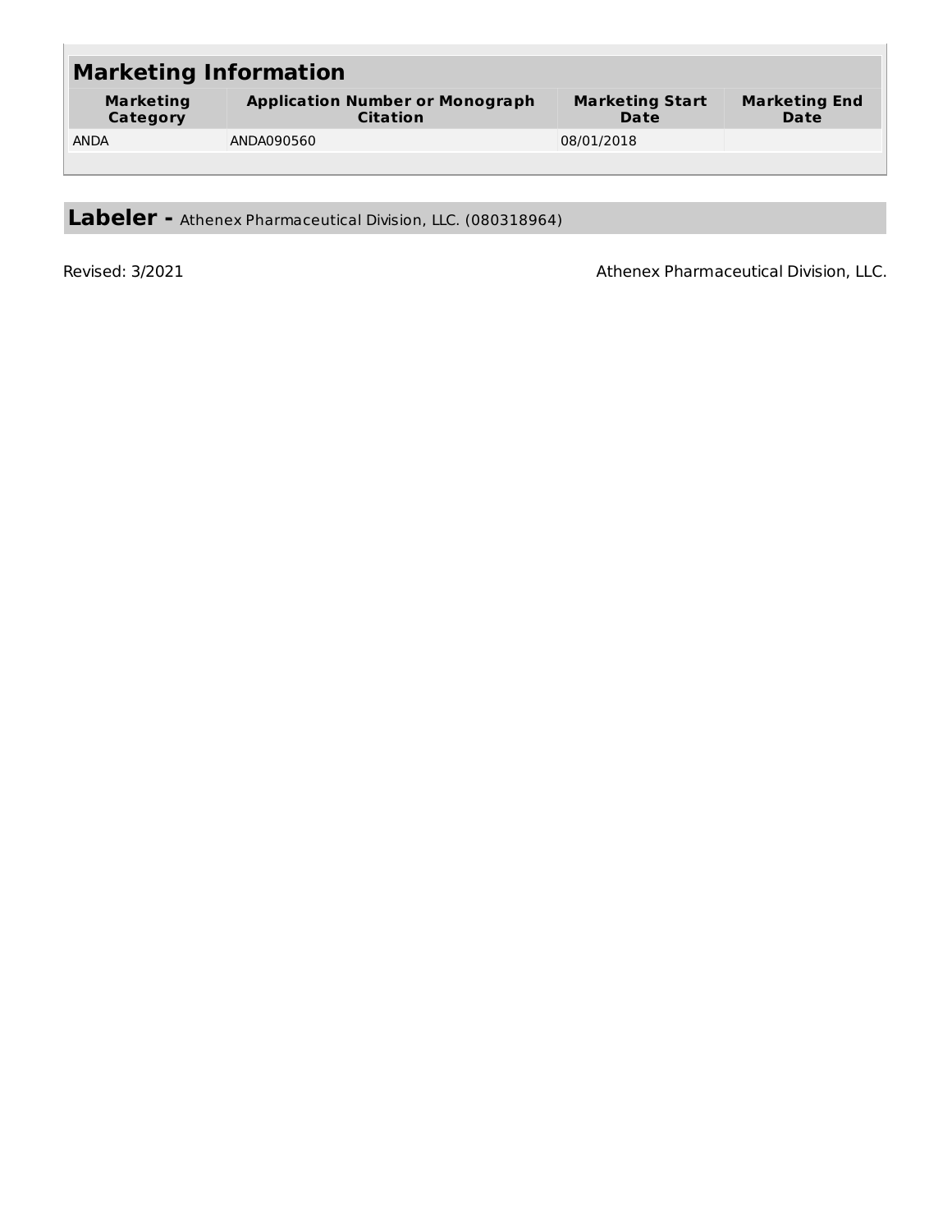| Marketing Information | | | |
| --- | --- | --- | --- |
| **Marketing Category** | **Application Number or Monograph Citation** | **Marketing Start Date** | **Marketing End Date** |
| ANDA | ANDA090560 | 08/01/2018 | |

## Labeler - Athenex Pharmaceutical Division, LLC. (080318964)

Revised: 3/2021

Athenex Pharmaceutical Division, LLC.